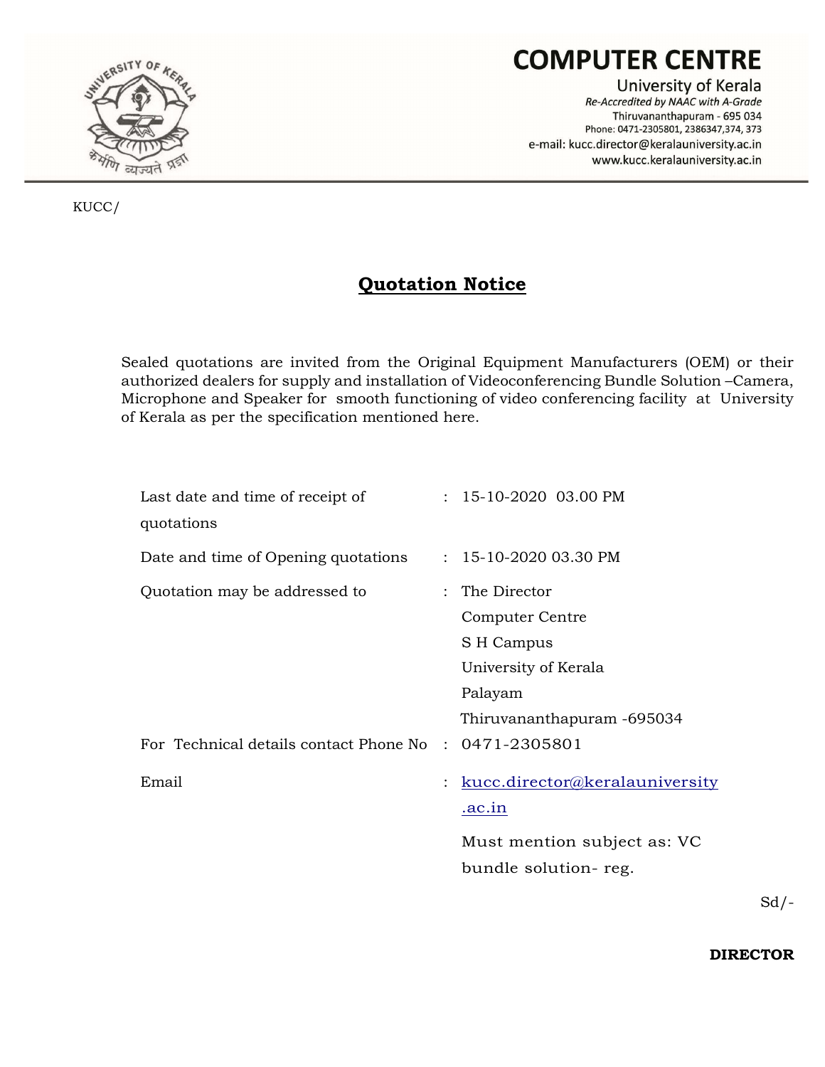# COMPUTER CENTRE

University of Kerala
*Re-Accredited by NAAC with A-Grade*
Thiruvananthapuram - 695 034
Phone: 0471-2305801, 2386347,374, 373
e-mail: kucc.director@keralauniversity.ac.in
www.kucc.keralauniversity.ac.in

KUCC/

## Quotation Notice

Sealed quotations are invited from the Original Equipment Manufacturers (OEM) or their authorized dealers for supply and installation of Videoconferencing Bundle Solution –Camera, Microphone and Speaker for smooth functioning of video conferencing facility at University of Kerala as per the specification mentioned here.

| | | |
|---|---|---|
| Last date and time of receipt of quotations | : | 15-10-2020 03.00 PM |
| Date and time of Opening quotations | : | 15-10-2020 03.30 PM |
| Quotation may be addressed to | : | The Director<br>Computer Centre<br>S H Campus<br>University of Kerala<br>Palayam<br>Thiruvananthapuram -695034 |
| For Technical details contact Phone No | : | 0471-2305801 |
| Email | : | kucc.director@keralauniversity.ac.in<br>Must mention subject as: VC bundle solution- reg. |

Sd/-

**DIRECTOR**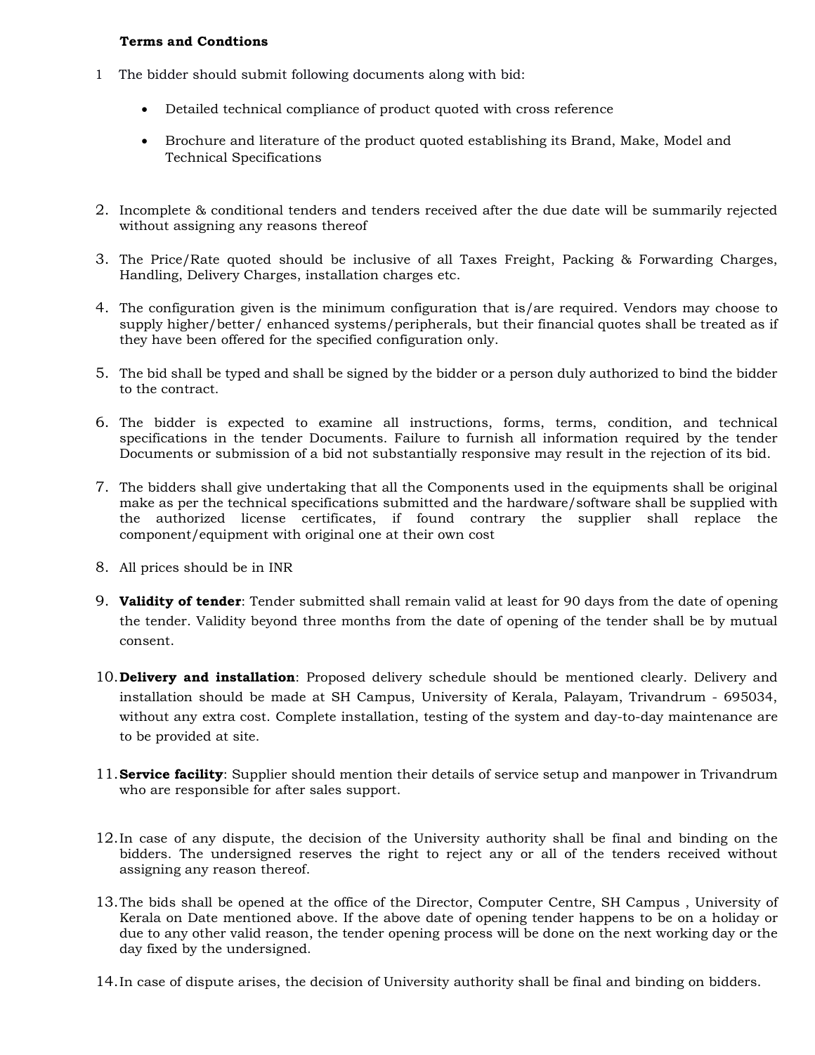**Terms and Condtions**

1. The bidder should submit following documents along with bid:
   - Detailed technical compliance of product quoted with cross reference
   - Brochure and literature of the product quoted establishing its Brand, Make, Model and Technical Specifications

2. Incomplete & conditional tenders and tenders received after the due date will be summarily rejected without assigning any reasons thereof

3. The Price/Rate quoted should be inclusive of all Taxes Freight, Packing & Forwarding Charges, Handling, Delivery Charges, installation charges etc.

4. The configuration given is the minimum configuration that is/are required. Vendors may choose to supply higher/better/ enhanced systems/peripherals, but their financial quotes shall be treated as if they have been offered for the specified configuration only.

5. The bid shall be typed and shall be signed by the bidder or a person duly authorized to bind the bidder to the contract.

6. The bidder is expected to examine all instructions, forms, terms, condition, and technical specifications in the tender Documents. Failure to furnish all information required by the tender Documents or submission of a bid not substantially responsive may result in the rejection of its bid.

7. The bidders shall give undertaking that all the Components used in the equipments shall be original make as per the technical specifications submitted and the hardware/software shall be supplied with the authorized license certificates, if found contrary the supplier shall replace the component/equipment with original one at their own cost

8. All prices should be in INR

9. **Validity of tender**: Tender submitted shall remain valid at least for 90 days from the date of opening the tender. Validity beyond three months from the date of opening of the tender shall be by mutual consent.

10. **Delivery and installation**: Proposed delivery schedule should be mentioned clearly. Delivery and installation should be made at SH Campus, University of Kerala, Palayam, Trivandrum - 695034, without any extra cost. Complete installation, testing of the system and day-to-day maintenance are to be provided at site.

11. **Service facility**: Supplier should mention their details of service setup and manpower in Trivandrum who are responsible for after sales support.

12. In case of any dispute, the decision of the University authority shall be final and binding on the bidders. The undersigned reserves the right to reject any or all of the tenders received without assigning any reason thereof.

13. The bids shall be opened at the office of the Director, Computer Centre, SH Campus , University of Kerala on Date mentioned above. If the above date of opening tender happens to be on a holiday or due to any other valid reason, the tender opening process will be done on the next working day or the day fixed by the undersigned.

14. In case of dispute arises, the decision of University authority shall be final and binding on bidders.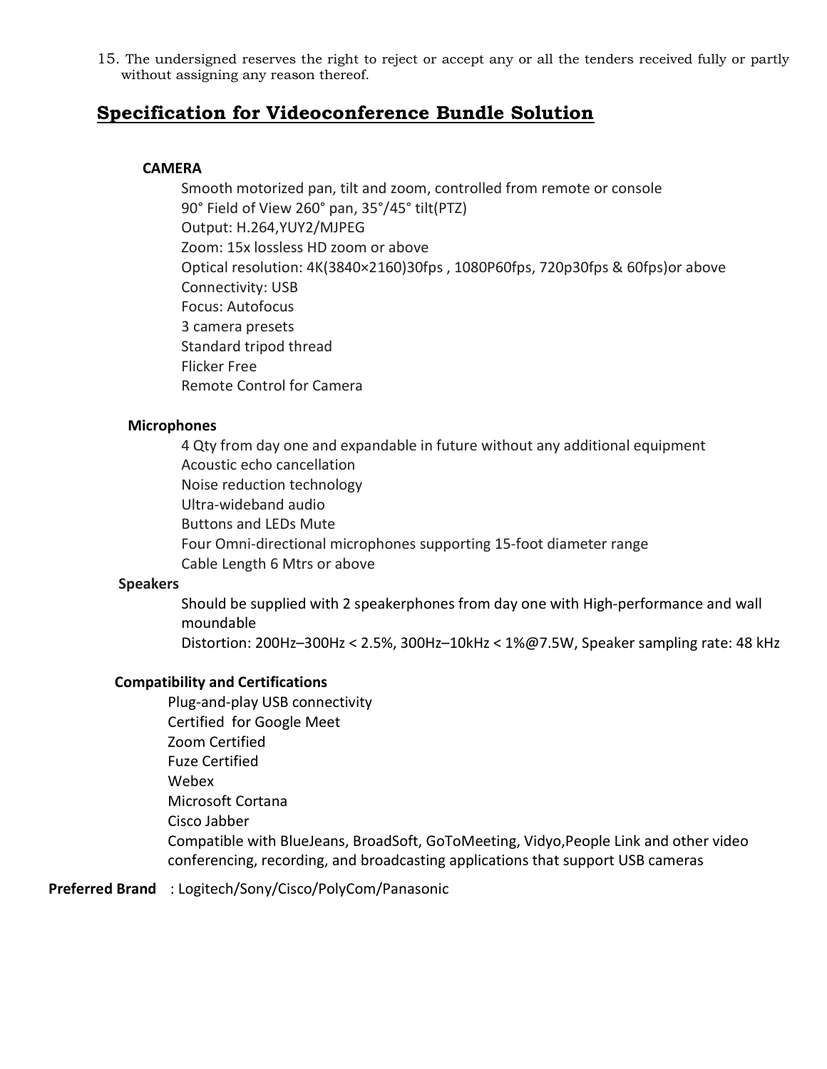15. The undersigned reserves the right to reject or accept any or all the tenders received fully or partly without assigning any reason thereof.

## Specification for Videoconference Bundle Solution

**CAMERA**

- Smooth motorized pan, tilt and zoom, controlled from remote or console
- 90° Field of View 260° pan, 35°/45° tilt(PTZ)
- Output: H.264,YUY2/MJPEG
- Zoom: 15x lossless HD zoom or above
- Optical resolution: 4K(3840×2160)30fps , 1080P60fps, 720p30fps & 60fps)or above
- Connectivity: USB
- Focus: Autofocus
- 3 camera presets
- Standard tripod thread
- Flicker Free
- Remote Control for Camera

**Microphones**

- 4 Qty from day one and expandable in future without any additional equipment
- Acoustic echo cancellation
- Noise reduction technology
- Ultra-wideband audio
- Buttons and LEDs Mute
- Four Omni-directional microphones supporting 15-foot diameter range
- Cable Length 6 Mtrs or above

**Speakers**

- Should be supplied with 2 speakerphones from day one with High-performance and wall moundable
- Distortion: 200Hz–300Hz < 2.5%, 300Hz–10kHz < 1%@7.5W, Speaker sampling rate: 48 kHz

**Compatibility and Certifications**

- Plug-and-play USB connectivity
- Certified for Google Meet
- Zoom Certified
- Fuze Certified
- Webex
- Microsoft Cortana
- Cisco Jabber
- Compatible with BlueJeans, BroadSoft, GoToMeeting, Vidyo,People Link and other video conferencing, recording, and broadcasting applications that support USB cameras

**Preferred Brand** : Logitech/Sony/Cisco/PolyCom/Panasonic